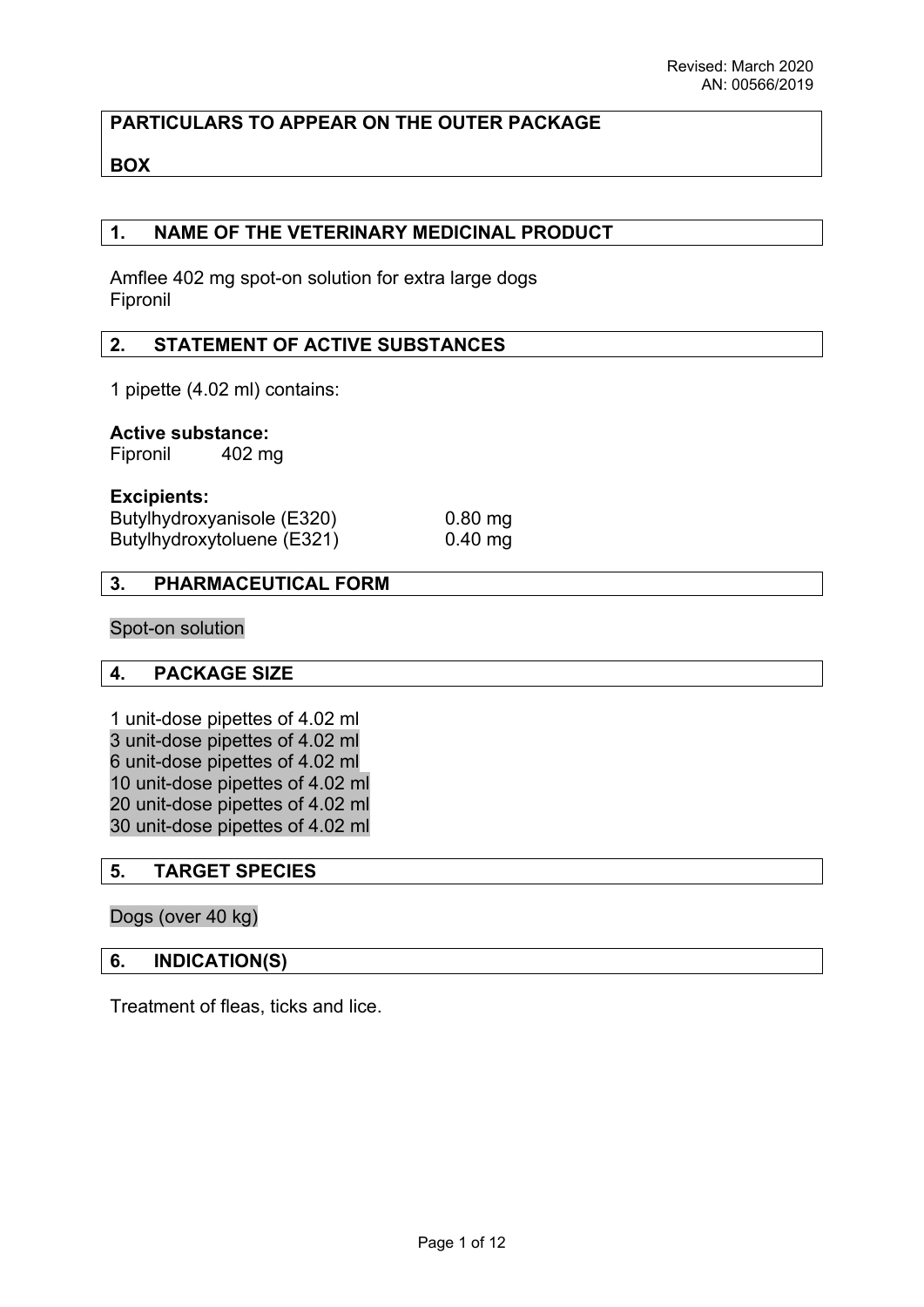Revised: March 2020
AN: 00566/2019

**PARTICULARS TO APPEAR ON THE OUTER PACKAGE**

**BOX**

## 1. NAME OF THE VETERINARY MEDICINAL PRODUCT

Amflee 402 mg spot-on solution for extra large dogs
Fipronil

## 2. STATEMENT OF ACTIVE SUBSTANCES

1 pipette (4.02 ml) contains:

**Active substance:**
Fipronil 402 mg

**Excipients:**

| | |
|---|---|
| Butylhydroxyanisole (E320) | 0.80 mg |
| Butylhydroxytoluene (E321) | 0.40 mg |

## 3. PHARMACEUTICAL FORM

Spot-on solution

## 4. PACKAGE SIZE

1 unit-dose pipettes of 4.02 ml
3 unit-dose pipettes of 4.02 ml
6 unit-dose pipettes of 4.02 ml
10 unit-dose pipettes of 4.02 ml
20 unit-dose pipettes of 4.02 ml
30 unit-dose pipettes of 4.02 ml

## 5. TARGET SPECIES

Dogs (over 40 kg)

## 6. INDICATION(S)

Treatment of fleas, ticks and lice.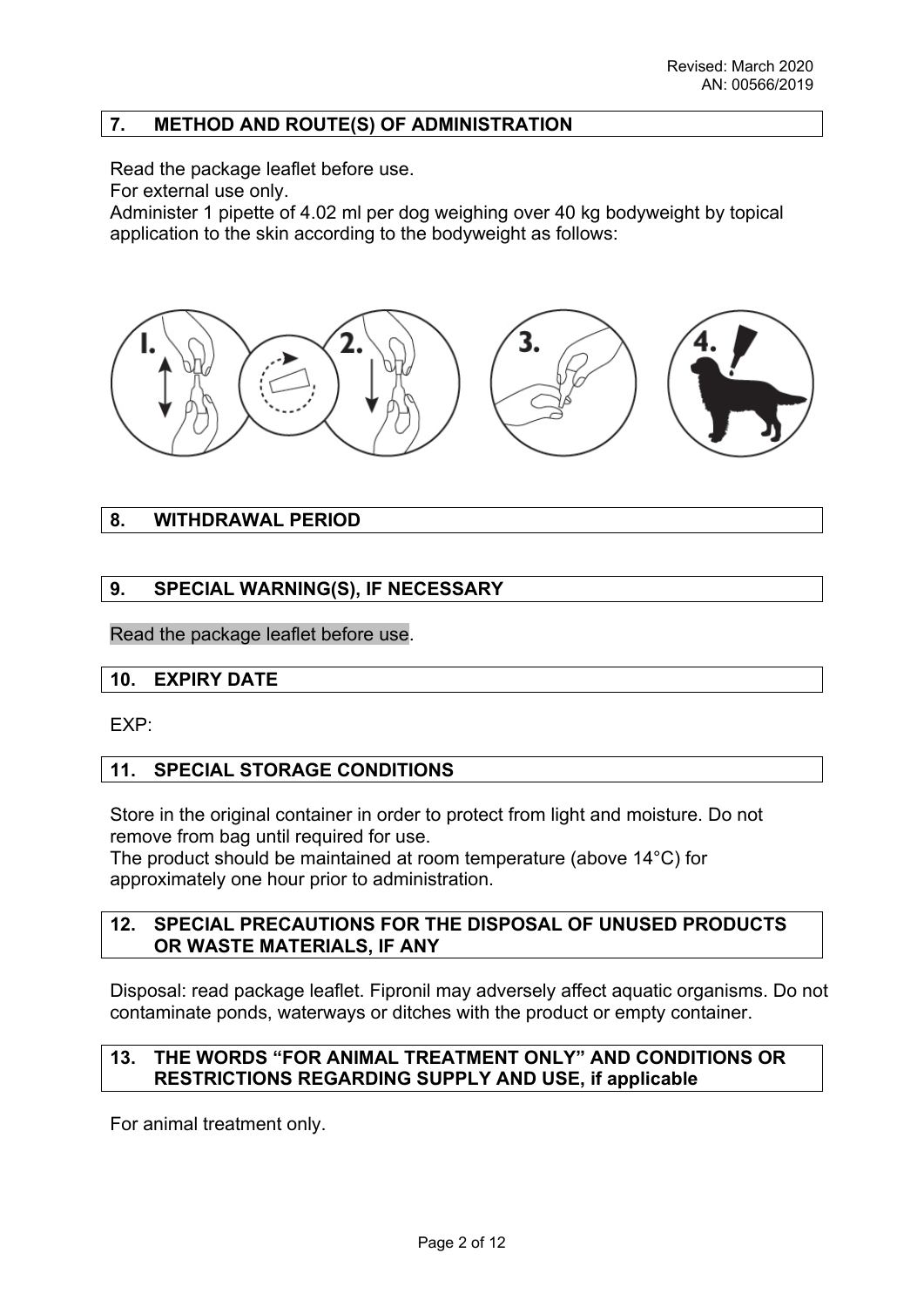## 7. METHOD AND ROUTE(S) OF ADMINISTRATION

Read the package leaflet before use.
For external use only.
Administer 1 pipette of 4.02 ml per dog weighing over 40 kg bodyweight by topical application to the skin according to the bodyweight as follows:

## 8. WITHDRAWAL PERIOD

## 9. SPECIAL WARNING(S), IF NECESSARY

Read the package leaflet before use.

## 10. EXPIRY DATE

EXP:

## 11. SPECIAL STORAGE CONDITIONS

Store in the original container in order to protect from light and moisture. Do not remove from bag until required for use.
The product should be maintained at room temperature (above 14°C) for approximately one hour prior to administration.

## 12. SPECIAL PRECAUTIONS FOR THE DISPOSAL OF UNUSED PRODUCTS OR WASTE MATERIALS, IF ANY

Disposal: read package leaflet. Fipronil may adversely affect aquatic organisms. Do not contaminate ponds, waterways or ditches with the product or empty container.

## 13. THE WORDS "FOR ANIMAL TREATMENT ONLY" AND CONDITIONS OR RESTRICTIONS REGARDING SUPPLY AND USE, if applicable

For animal treatment only.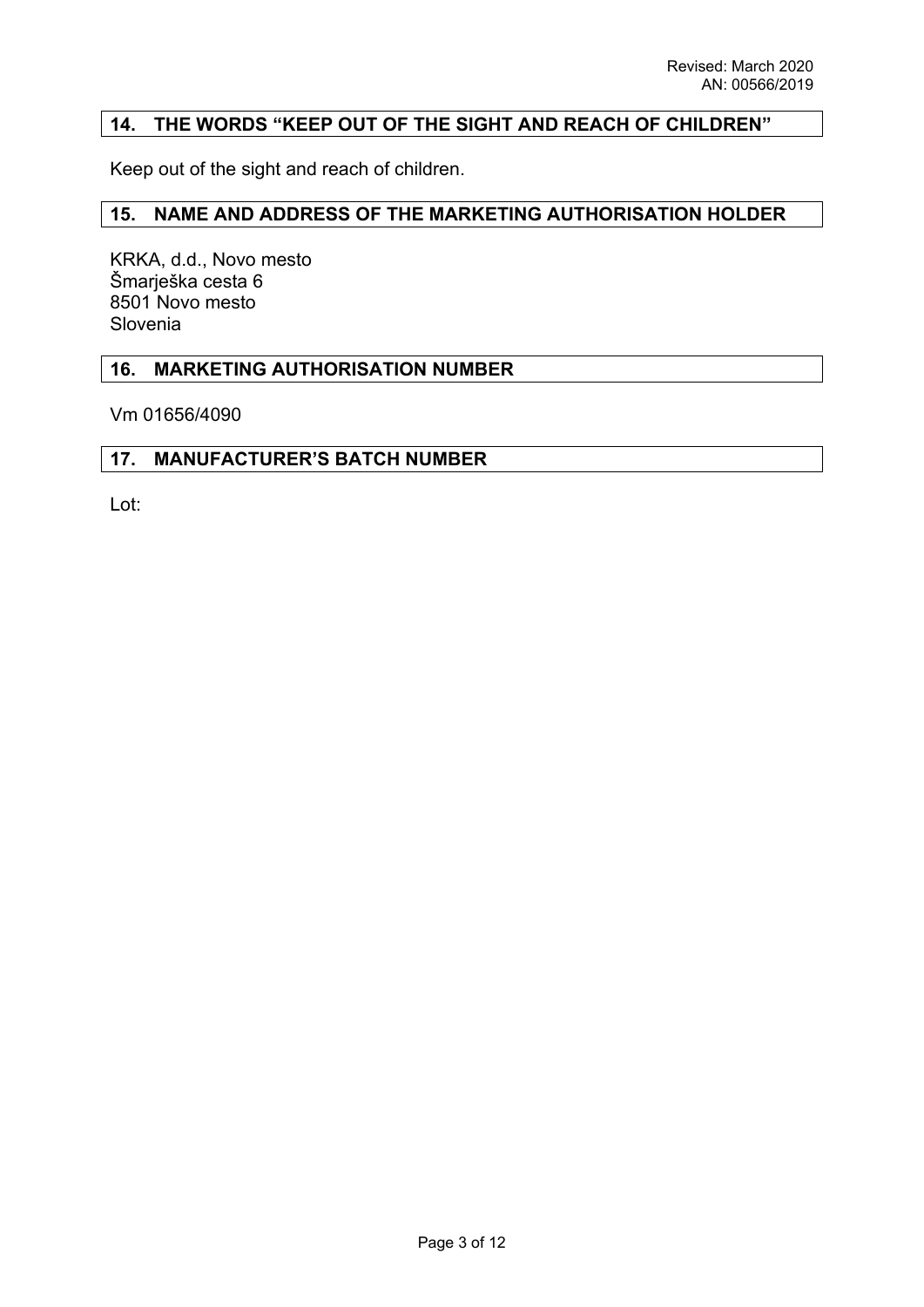## 14. THE WORDS "KEEP OUT OF THE SIGHT AND REACH OF CHILDREN"

Keep out of the sight and reach of children.

## 15. NAME AND ADDRESS OF THE MARKETING AUTHORISATION HOLDER

KRKA, d.d., Novo mesto
Šmarješka cesta 6
8501 Novo mesto
Slovenia

## 16. MARKETING AUTHORISATION NUMBER

Vm 01656/4090

## 17. MANUFACTURER'S BATCH NUMBER

Lot: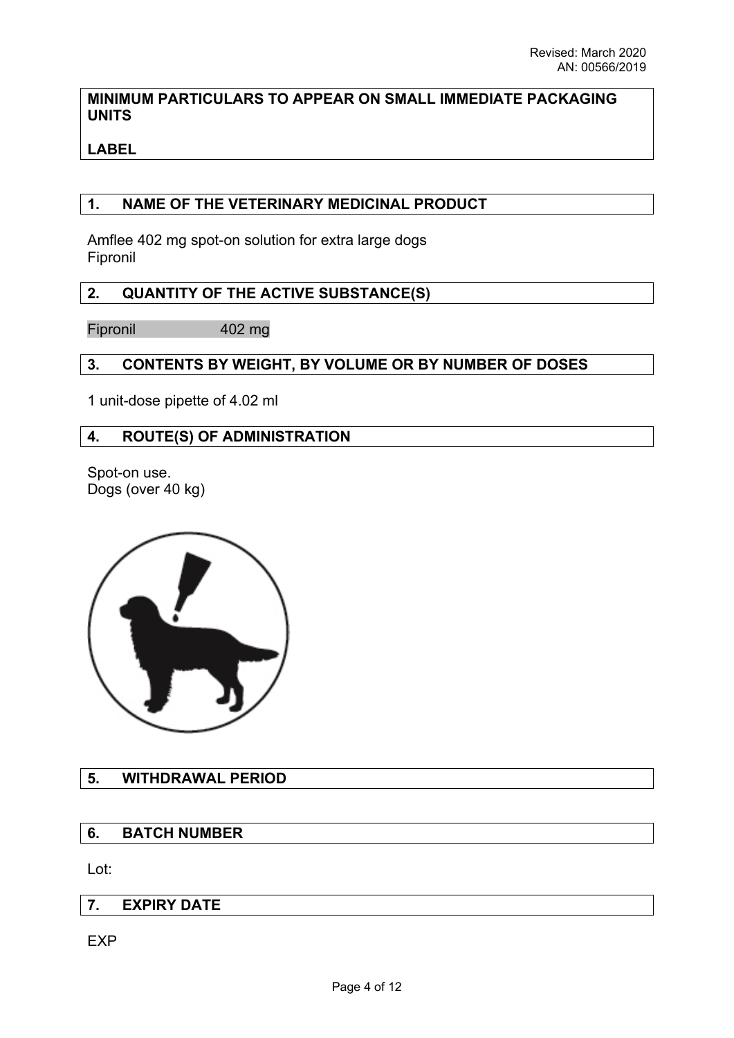Revised: March 2020
AN: 00566/2019

**MINIMUM PARTICULARS TO APPEAR ON SMALL IMMEDIATE PACKAGING UNITS**

**LABEL**

## 1. NAME OF THE VETERINARY MEDICINAL PRODUCT

Amflee 402 mg spot-on solution for extra large dogs
Fipronil

## 2. QUANTITY OF THE ACTIVE SUBSTANCE(S)

Fipronil 402 mg

## 3. CONTENTS BY WEIGHT, BY VOLUME OR BY NUMBER OF DOSES

1 unit-dose pipette of 4.02 ml

## 4. ROUTE(S) OF ADMINISTRATION

Spot-on use.
Dogs (over 40 kg)

## 5. WITHDRAWAL PERIOD

## 6. BATCH NUMBER

Lot:

## 7. EXPIRY DATE

EXP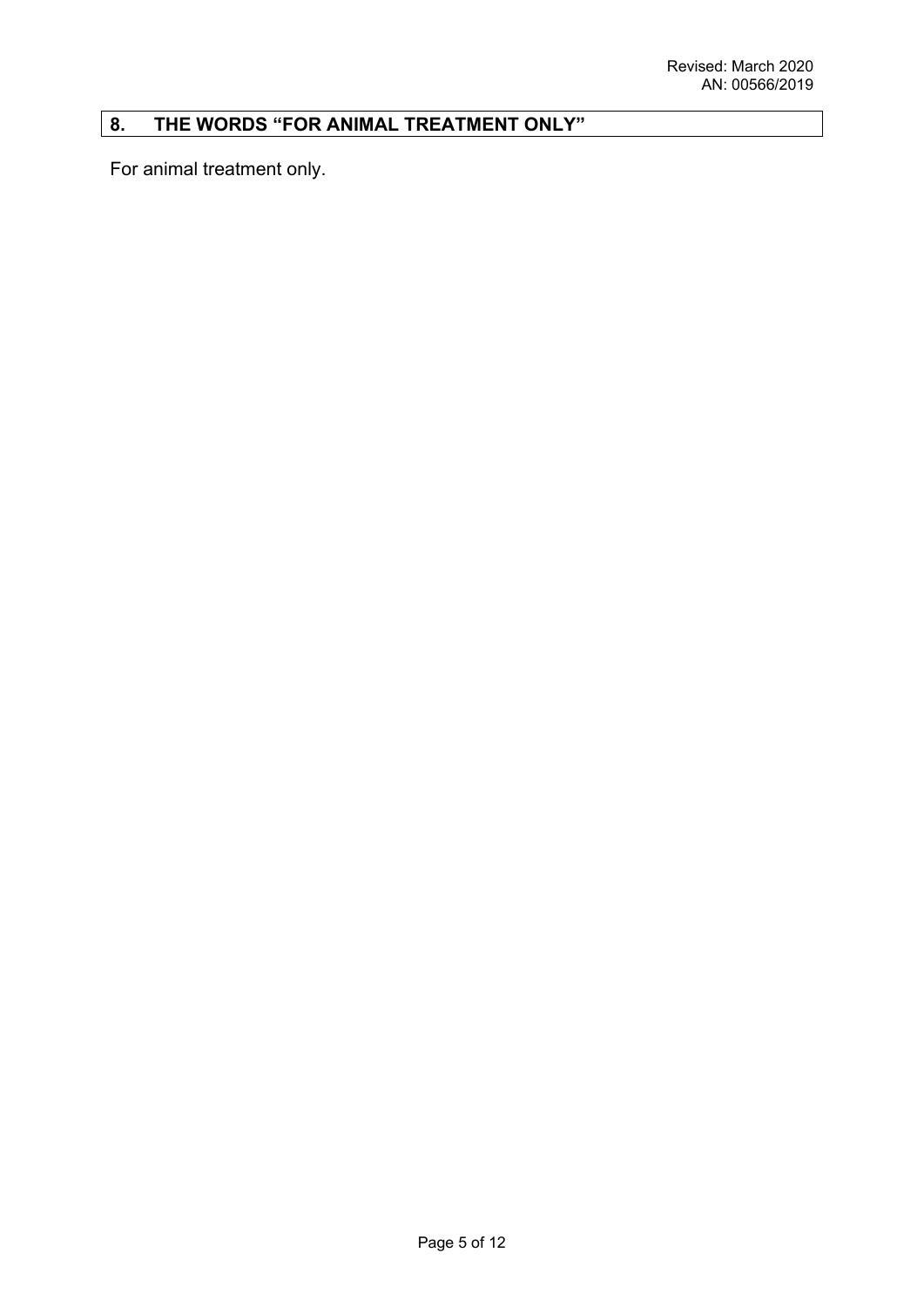## 8. THE WORDS "FOR ANIMAL TREATMENT ONLY"

For animal treatment only.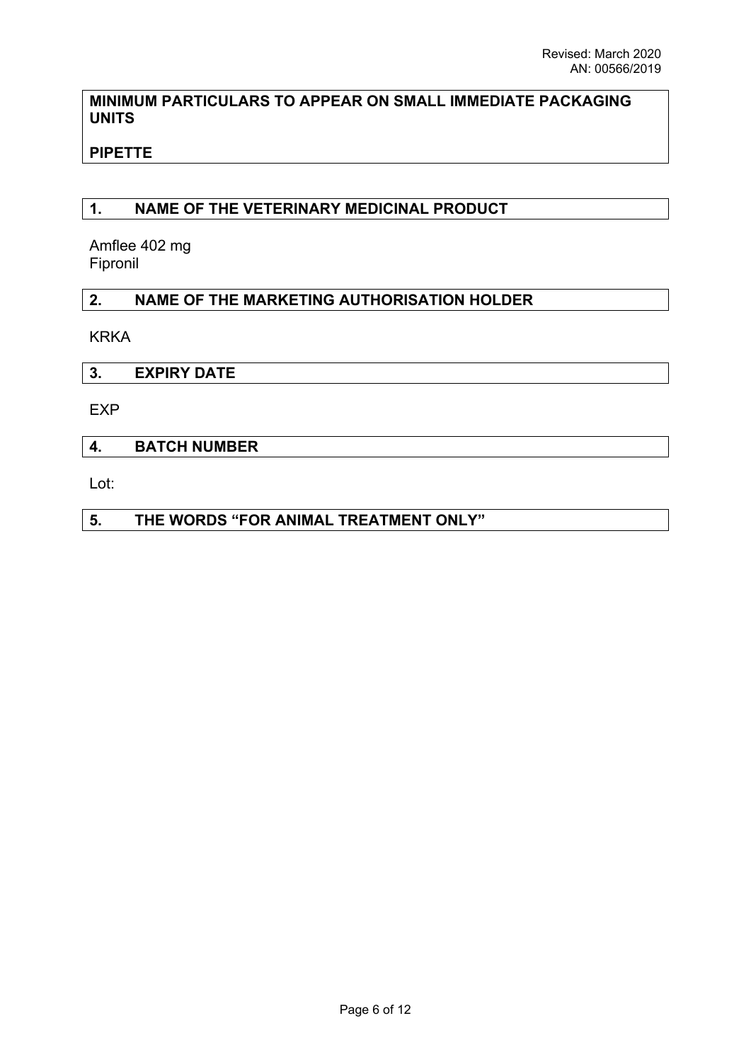**MINIMUM PARTICULARS TO APPEAR ON SMALL IMMEDIATE PACKAGING UNITS**

**PIPETTE**

## 1. NAME OF THE VETERINARY MEDICINAL PRODUCT

Amflee 402 mg
Fipronil

## 2. NAME OF THE MARKETING AUTHORISATION HOLDER

KRKA

## 3. EXPIRY DATE

EXP

## 4. BATCH NUMBER

Lot:

## 5. THE WORDS "FOR ANIMAL TREATMENT ONLY"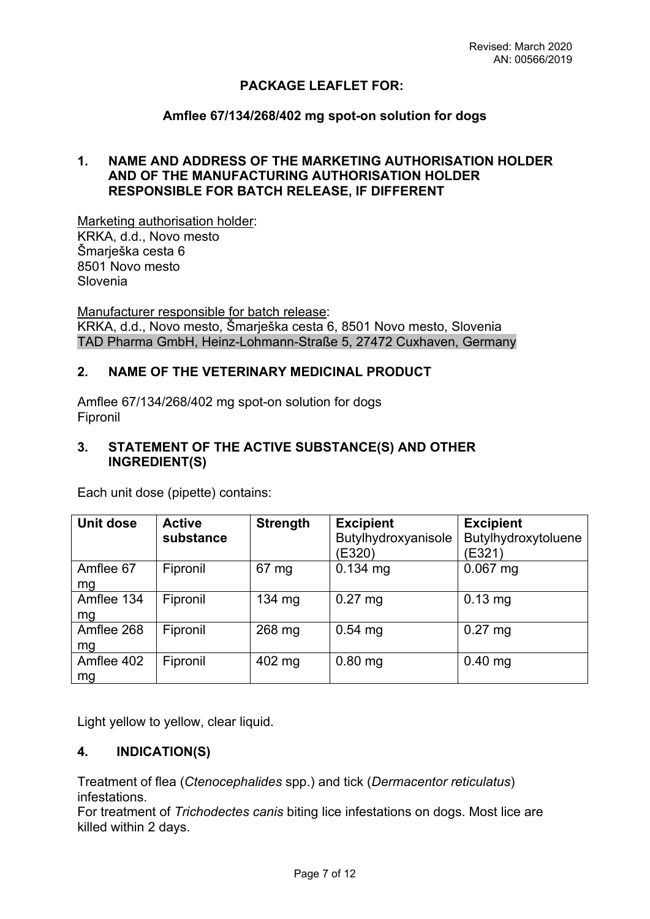Revised: March 2020
AN: 00566/2019

**PACKAGE LEAFLET FOR:**

**Amflee 67/134/268/402 mg spot-on solution for dogs**

## 1. NAME AND ADDRESS OF THE MARKETING AUTHORISATION HOLDER AND OF THE MANUFACTURING AUTHORISATION HOLDER RESPONSIBLE FOR BATCH RELEASE, IF DIFFERENT

Marketing authorisation holder:
KRKA, d.d., Novo mesto
Šmarješka cesta 6
8501 Novo mesto
Slovenia

Manufacturer responsible for batch release:
KRKA, d.d., Novo mesto, Šmarješka cesta 6, 8501 Novo mesto, Slovenia
TAD Pharma GmbH, Heinz-Lohmann-Straße 5, 27472 Cuxhaven, Germany

## 2. NAME OF THE VETERINARY MEDICINAL PRODUCT

Amflee 67/134/268/402 mg spot-on solution for dogs
Fipronil

## 3. STATEMENT OF THE ACTIVE SUBSTANCE(S) AND OTHER INGREDIENT(S)

Each unit dose (pipette) contains:

| **Unit dose** | **Active substance** | **Strength** | **Excipient** Butylhydroxyanisole (E320) | **Excipient** Butylhydroxytoluene (E321) |
|---|---|---|---|---|
| Amflee 67 mg | Fipronil | 67 mg | 0.134 mg | 0.067 mg |
| Amflee 134 mg | Fipronil | 134 mg | 0.27 mg | 0.13 mg |
| Amflee 268 mg | Fipronil | 268 mg | 0.54 mg | 0.27 mg |
| Amflee 402 mg | Fipronil | 402 mg | 0.80 mg | 0.40 mg |

Light yellow to yellow, clear liquid.

## 4. INDICATION(S)

Treatment of flea (*Ctenocephalides* spp.) and tick (*Dermacentor reticulatus*) infestations.
For treatment of *Trichodectes canis* biting lice infestations on dogs. Most lice are killed within 2 days.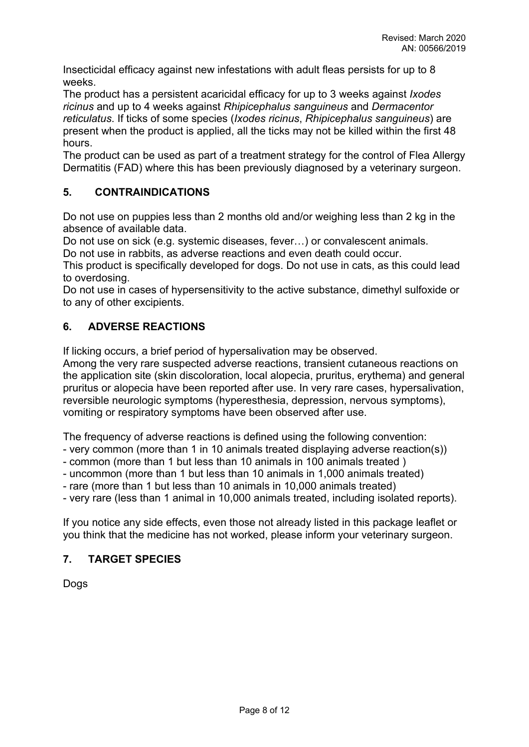Insecticidal efficacy against new infestations with adult fleas persists for up to 8 weeks.
The product has a persistent acaricidal efficacy for up to 3 weeks against *Ixodes ricinus* and up to 4 weeks against *Rhipicephalus sanguineus* and *Dermacentor reticulatus*. If ticks of some species (*Ixodes ricinus*, *Rhipicephalus sanguineus*) are present when the product is applied, all the ticks may not be killed within the first 48 hours.
The product can be used as part of a treatment strategy for the control of Flea Allergy Dermatitis (FAD) where this has been previously diagnosed by a veterinary surgeon.

## 5. CONTRAINDICATIONS

Do not use on puppies less than 2 months old and/or weighing less than 2 kg in the absence of available data.
Do not use on sick (e.g. systemic diseases, fever…) or convalescent animals.
Do not use in rabbits, as adverse reactions and even death could occur.
This product is specifically developed for dogs. Do not use in cats, as this could lead to overdosing.
Do not use in cases of hypersensitivity to the active substance, dimethyl sulfoxide or to any of other excipients.

## 6. ADVERSE REACTIONS

If licking occurs, a brief period of hypersalivation may be observed.
Among the very rare suspected adverse reactions, transient cutaneous reactions on the application site (skin discoloration, local alopecia, pruritus, erythema) and general pruritus or alopecia have been reported after use. In very rare cases, hypersalivation, reversible neurologic symptoms (hyperesthesia, depression, nervous symptoms), vomiting or respiratory symptoms have been observed after use.

The frequency of adverse reactions is defined using the following convention:
- very common (more than 1 in 10 animals treated displaying adverse reaction(s))
- common (more than 1 but less than 10 animals in 100 animals treated )
- uncommon (more than 1 but less than 10 animals in 1,000 animals treated)
- rare (more than 1 but less than 10 animals in 10,000 animals treated)
- very rare (less than 1 animal in 10,000 animals treated, including isolated reports).

If you notice any side effects, even those not already listed in this package leaflet or you think that the medicine has not worked, please inform your veterinary surgeon.

## 7. TARGET SPECIES

Dogs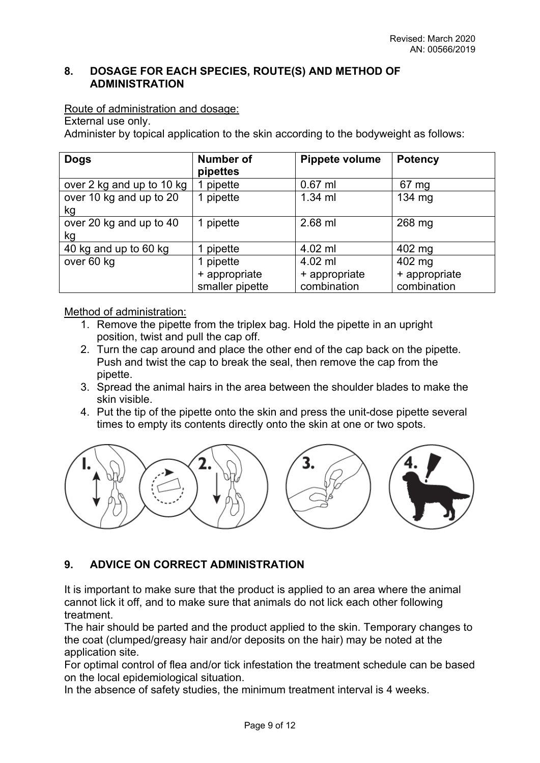Revised: March 2020
AN: 00566/2019

## 8. DOSAGE FOR EACH SPECIES, ROUTE(S) AND METHOD OF ADMINISTRATION

Route of administration and dosage:

External use only.

Administer by topical application to the skin according to the bodyweight as follows:

| Dogs | Number of pipettes | Pippete volume | Potency |
|---|---|---|---|
| over 2 kg and up to 10 kg | 1 pipette | 0.67 ml | 67 mg |
| over 10 kg and up to 20 kg | 1 pipette | 1.34 ml | 134 mg |
| over 20 kg and up to 40 kg | 1 pipette | 2.68 ml | 268 mg |
| 40 kg and up to 60 kg | 1 pipette | 4.02 ml | 402 mg |
| over 60 kg | 1 pipette + appropriate smaller pipette | 4.02 ml + appropriate combination | 402 mg + appropriate combination |

Method of administration:

1. Remove the pipette from the triplex bag. Hold the pipette in an upright position, twist and pull the cap off.
2. Turn the cap around and place the other end of the cap back on the pipette. Push and twist the cap to break the seal, then remove the cap from the pipette.
3. Spread the animal hairs in the area between the shoulder blades to make the skin visible.
4. Put the tip of the pipette onto the skin and press the unit-dose pipette several times to empty its contents directly onto the skin at one or two spots.

## 9. ADVICE ON CORRECT ADMINISTRATION

It is important to make sure that the product is applied to an area where the animal cannot lick it off, and to make sure that animals do not lick each other following treatment.

The hair should be parted and the product applied to the skin. Temporary changes to the coat (clumped/greasy hair and/or deposits on the hair) may be noted at the application site.

For optimal control of flea and/or tick infestation the treatment schedule can be based on the local epidemiological situation.

In the absence of safety studies, the minimum treatment interval is 4 weeks.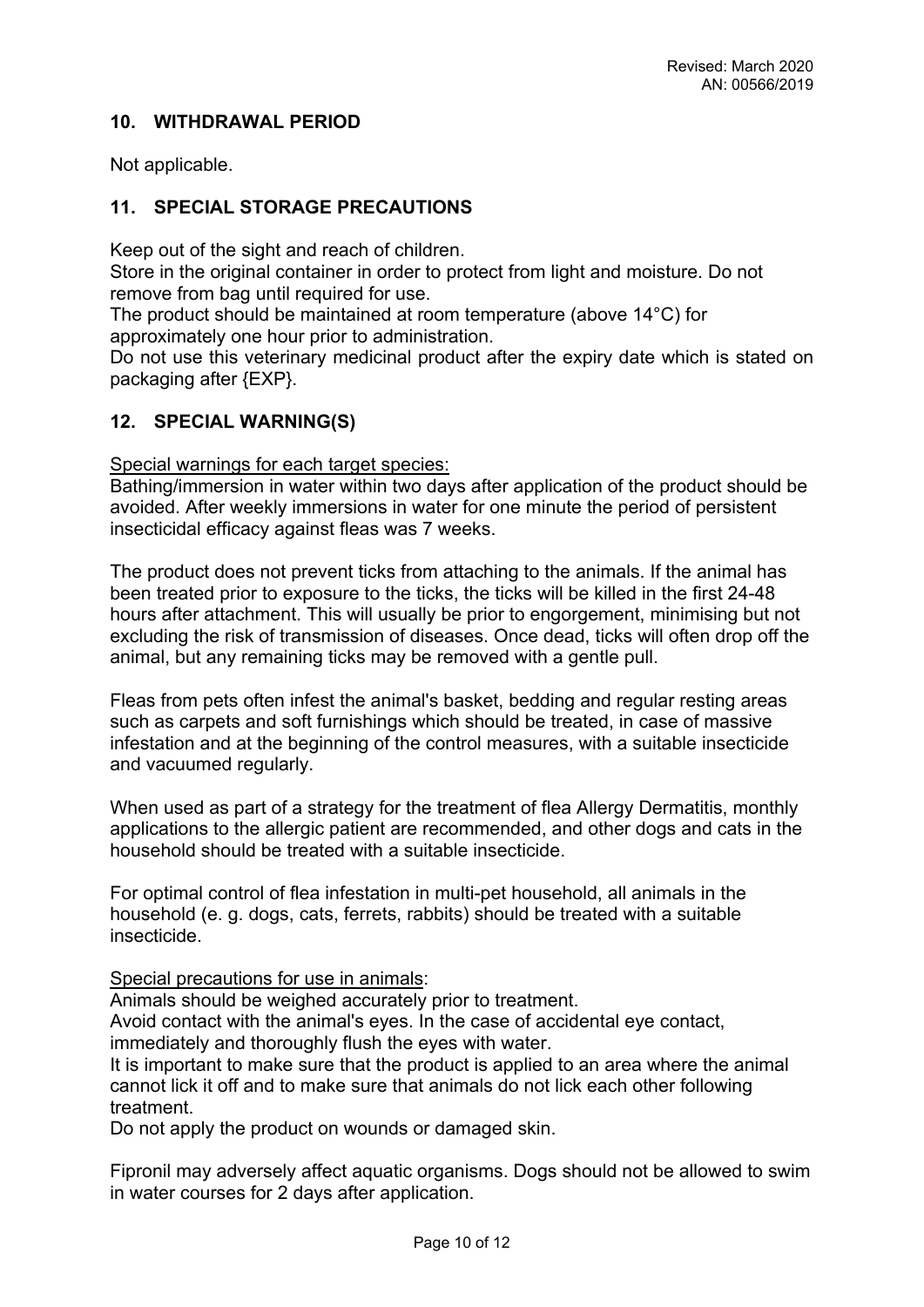## 10. WITHDRAWAL PERIOD

Not applicable.

## 11. SPECIAL STORAGE PRECAUTIONS

Keep out of the sight and reach of children.
Store in the original container in order to protect from light and moisture. Do not remove from bag until required for use.
The product should be maintained at room temperature (above 14°C) for approximately one hour prior to administration.
Do not use this veterinary medicinal product after the expiry date which is stated on packaging after {EXP}.

## 12. SPECIAL WARNING(S)

Special warnings for each target species:
Bathing/immersion in water within two days after application of the product should be avoided. After weekly immersions in water for one minute the period of persistent insecticidal efficacy against fleas was 7 weeks.

The product does not prevent ticks from attaching to the animals. If the animal has been treated prior to exposure to the ticks, the ticks will be killed in the first 24-48 hours after attachment. This will usually be prior to engorgement, minimising but not excluding the risk of transmission of diseases. Once dead, ticks will often drop off the animal, but any remaining ticks may be removed with a gentle pull.

Fleas from pets often infest the animal's basket, bedding and regular resting areas such as carpets and soft furnishings which should be treated, in case of massive infestation and at the beginning of the control measures, with a suitable insecticide and vacuumed regularly.

When used as part of a strategy for the treatment of flea Allergy Dermatitis, monthly applications to the allergic patient are recommended, and other dogs and cats in the household should be treated with a suitable insecticide.

For optimal control of flea infestation in multi-pet household, all animals in the household (e. g. dogs, cats, ferrets, rabbits) should be treated with a suitable insecticide.

Special precautions for use in animals:
Animals should be weighed accurately prior to treatment.
Avoid contact with the animal's eyes. In the case of accidental eye contact, immediately and thoroughly flush the eyes with water.
It is important to make sure that the product is applied to an area where the animal cannot lick it off and to make sure that animals do not lick each other following treatment.
Do not apply the product on wounds or damaged skin.

Fipronil may adversely affect aquatic organisms. Dogs should not be allowed to swim in water courses for 2 days after application.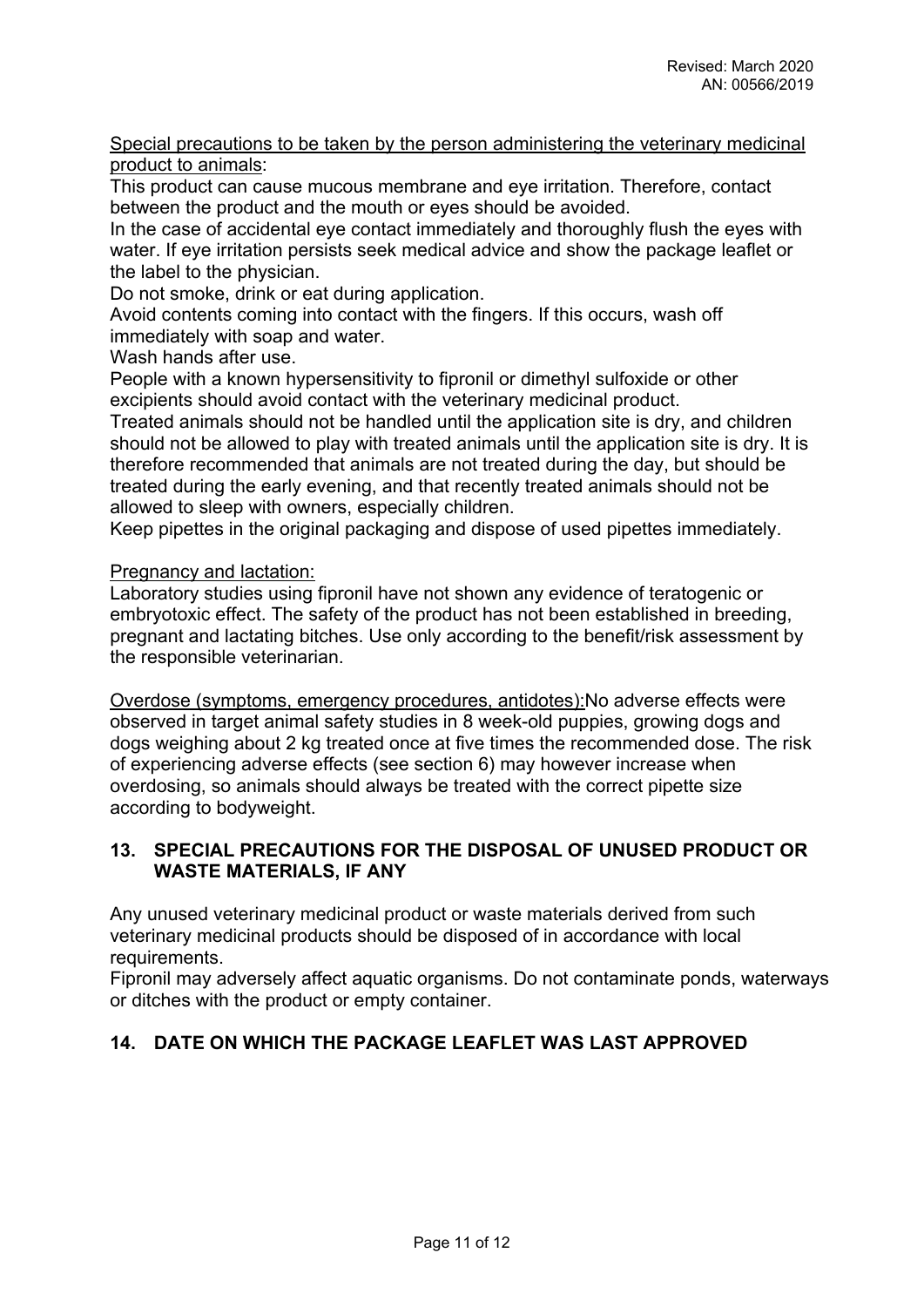Special precautions to be taken by the person administering the veterinary medicinal product to animals:

This product can cause mucous membrane and eye irritation. Therefore, contact between the product and the mouth or eyes should be avoided.

In the case of accidental eye contact immediately and thoroughly flush the eyes with water. If eye irritation persists seek medical advice and show the package leaflet or the label to the physician.

Do not smoke, drink or eat during application.

Avoid contents coming into contact with the fingers. If this occurs, wash off immediately with soap and water.

Wash hands after use.

People with a known hypersensitivity to fipronil or dimethyl sulfoxide or other excipients should avoid contact with the veterinary medicinal product.

Treated animals should not be handled until the application site is dry, and children should not be allowed to play with treated animals until the application site is dry. It is therefore recommended that animals are not treated during the day, but should be treated during the early evening, and that recently treated animals should not be allowed to sleep with owners, especially children.

Keep pipettes in the original packaging and dispose of used pipettes immediately.

Pregnancy and lactation:

Laboratory studies using fipronil have not shown any evidence of teratogenic or embryotoxic effect. The safety of the product has not been established in breeding, pregnant and lactating bitches. Use only according to the benefit/risk assessment by the responsible veterinarian.

Overdose (symptoms, emergency procedures, antidotes):No adverse effects were observed in target animal safety studies in 8 week-old puppies, growing dogs and dogs weighing about 2 kg treated once at five times the recommended dose. The risk of experiencing adverse effects (see section 6) may however increase when overdosing, so animals should always be treated with the correct pipette size according to bodyweight.

## 13. SPECIAL PRECAUTIONS FOR THE DISPOSAL OF UNUSED PRODUCT OR WASTE MATERIALS, IF ANY

Any unused veterinary medicinal product or waste materials derived from such veterinary medicinal products should be disposed of in accordance with local requirements.

Fipronil may adversely affect aquatic organisms. Do not contaminate ponds, waterways or ditches with the product or empty container.

## 14. DATE ON WHICH THE PACKAGE LEAFLET WAS LAST APPROVED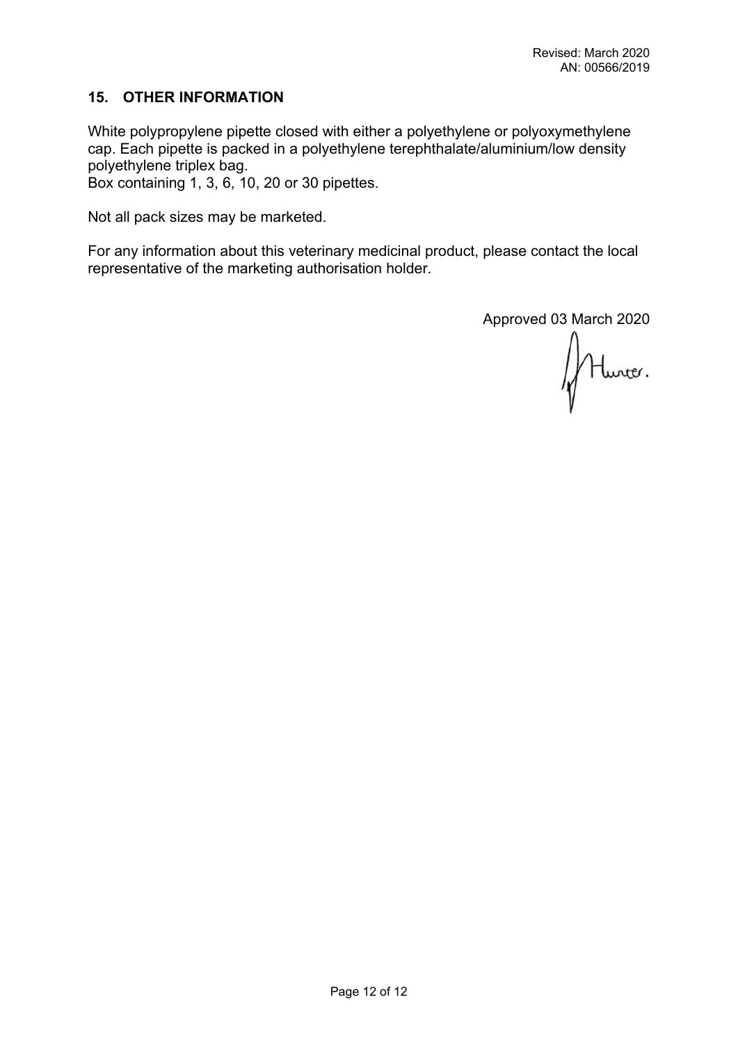## 15. OTHER INFORMATION

White polypropylene pipette closed with either a polyethylene or polyoxymethylene cap. Each pipette is packed in a polyethylene terephthalate/aluminium/low density polyethylene triplex bag.
Box containing 1, 3, 6, 10, 20 or 30 pipettes.

Not all pack sizes may be marketed.

For any information about this veterinary medicinal product, please contact the local representative of the marketing authorisation holder.

Approved 03 March 2020